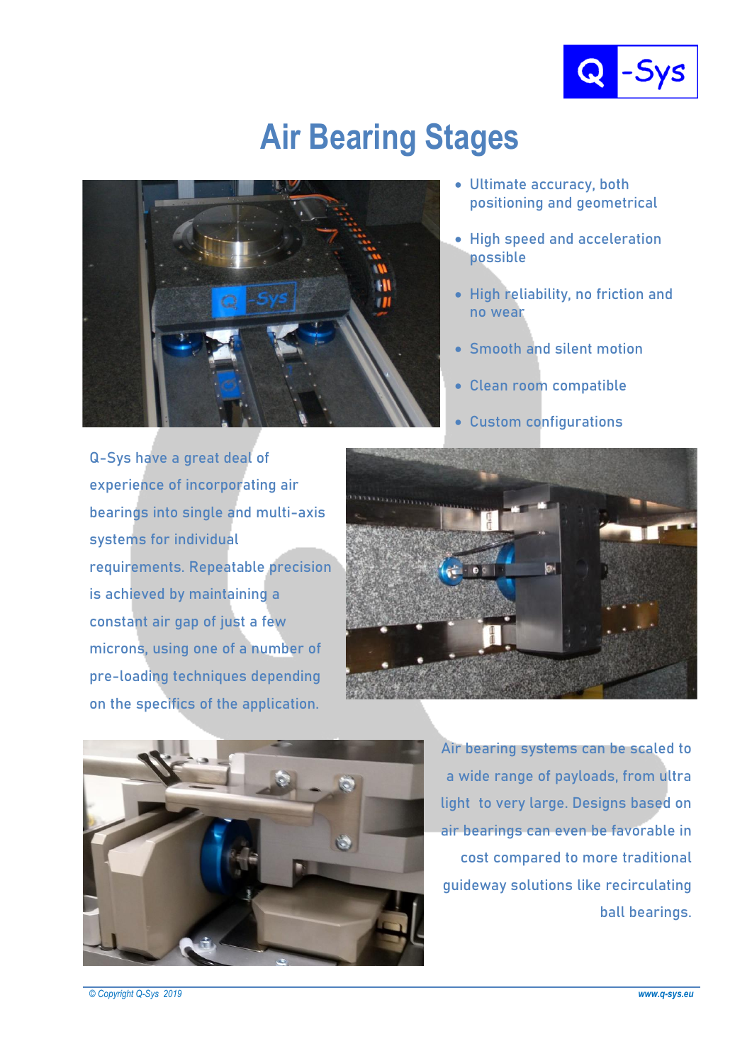# Air Bearing Stages

- Ultimate accuracy, both positioning and geometrical
- High speed and acceleration possible
- High reliability, no friction and no wear
- Smooth and silent motion
- Clean room compatible
- Custom configurations

Q-Sys have a great deal of experience of incorporating air bearings into single and multi-axis systems for individual requirements. Repeatable precision is achieved by maintaining a constant air gap of just a few microns, using one of a number of pre-loading techniques depending on the specifics of the application.

Air bearing systems can be scaled to a wide range of payloads, from ultra light to very large. Designs based on air bearings can even be favorable in cost compared to more traditional guideway solutions like recirculating ball bearings.

*© Copyright Q-Sys 2019*

*www.q-sys.eu*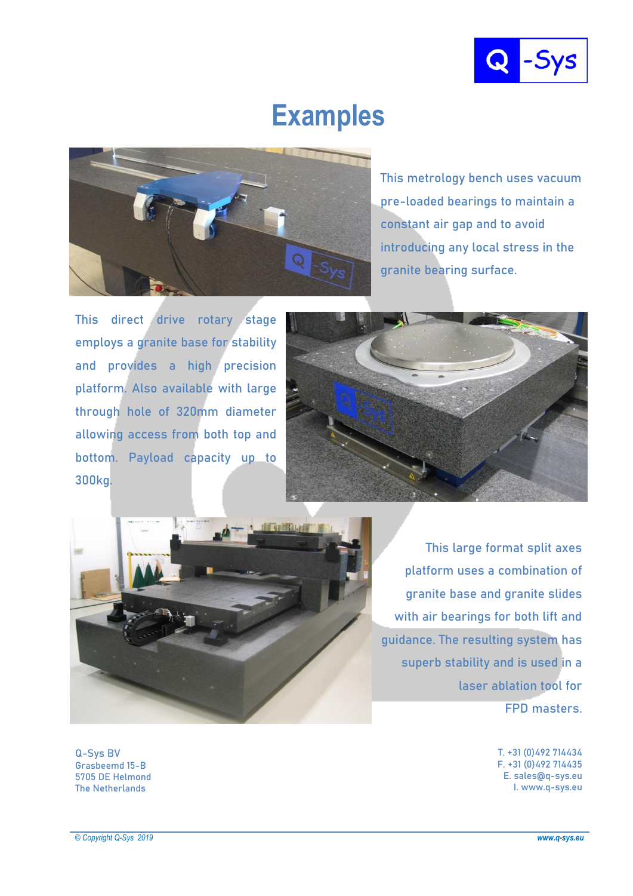# Examples

This metrology bench uses vacuum pre-loaded bearings to maintain a constant air gap and to avoid introducing any local stress in the granite bearing surface.

This direct drive rotary stage employs a granite base for stability and provides a high precision platform. Also available with large through hole of 320mm diameter allowing access from both top and bottom. Payload capacity up to 300kg.

This large format split axes platform uses a combination of granite base and granite slides with air bearings for both lift and guidance. The resulting system has superb stability and is used in a laser ablation tool for FPD masters.

Q-Sys BV
Grasbeemd 15-B
5705 DE Helmond
The Netherlands

T. +31 (0)492 714434
F. +31 (0)492 714435
E. sales@q-sys.eu
I. www.q-sys.eu

© Copyright Q-Sys 2019